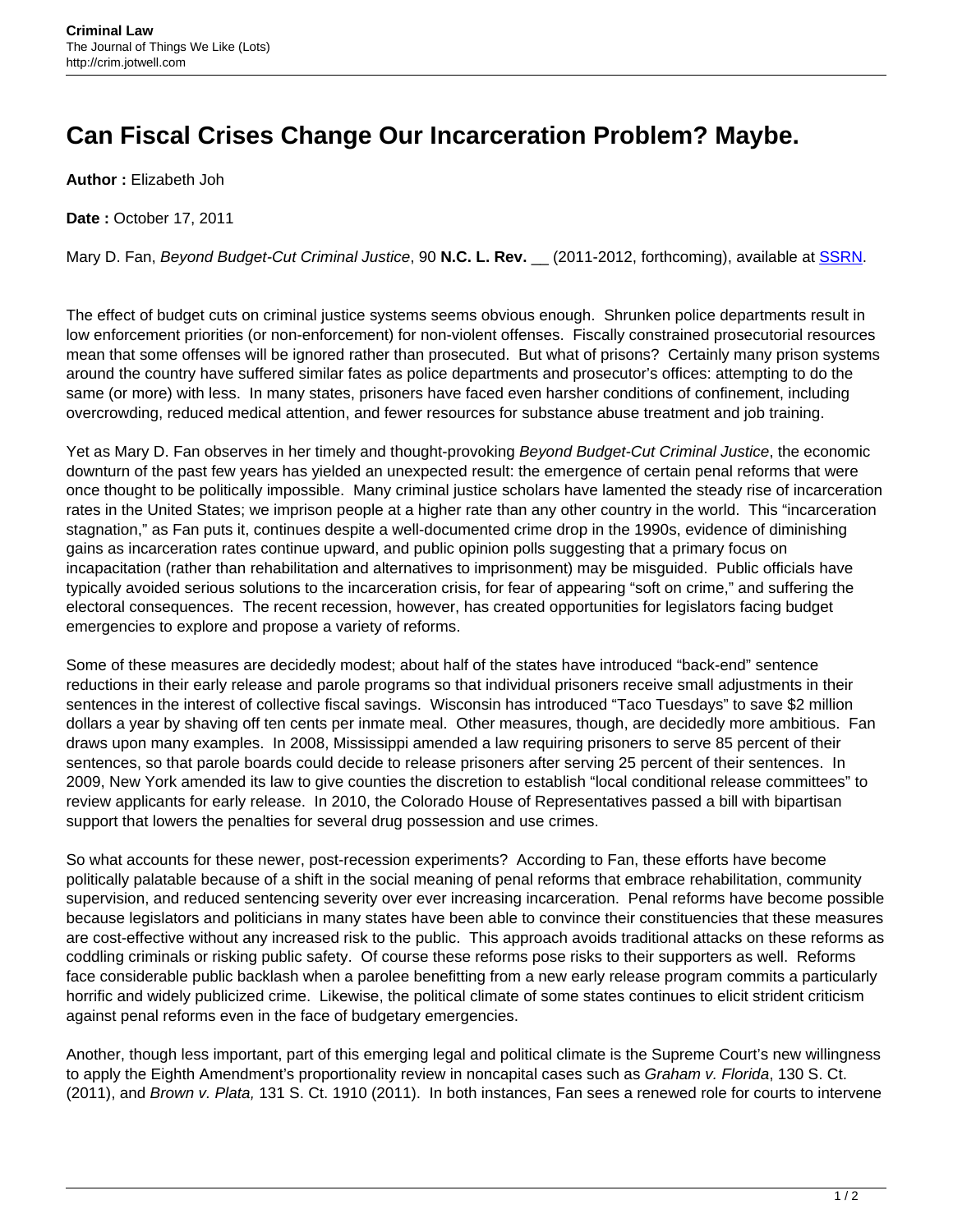# Can Fiscal Crises Change Our Incarceration Problem? Maybe.

**Author :** Elizabeth Joh

**Date :** October 17, 2011

Mary D. Fan, *Beyond Budget-Cut Criminal Justice*, 90 **N.C. L. Rev.** __ (2011-2012, forthcoming), available at SSRN.

The effect of budget cuts on criminal justice systems seems obvious enough. Shrunken police departments result in low enforcement priorities (or non-enforcement) for non-violent offenses. Fiscally constrained prosecutorial resources mean that some offenses will be ignored rather than prosecuted. But what of prisons? Certainly many prison systems around the country have suffered similar fates as police departments and prosecutor's offices: attempting to do the same (or more) with less. In many states, prisoners have faced even harsher conditions of confinement, including overcrowding, reduced medical attention, and fewer resources for substance abuse treatment and job training.

Yet as Mary D. Fan observes in her timely and thought-provoking *Beyond Budget-Cut Criminal Justice*, the economic downturn of the past few years has yielded an unexpected result: the emergence of certain penal reforms that were once thought to be politically impossible. Many criminal justice scholars have lamented the steady rise of incarceration rates in the United States; we imprison people at a higher rate than any other country in the world. This "incarceration stagnation," as Fan puts it, continues despite a well-documented crime drop in the 1990s, evidence of diminishing gains as incarceration rates continue upward, and public opinion polls suggesting that a primary focus on incapacitation (rather than rehabilitation and alternatives to imprisonment) may be misguided. Public officials have typically avoided serious solutions to the incarceration crisis, for fear of appearing "soft on crime," and suffering the electoral consequences. The recent recession, however, has created opportunities for legislators facing budget emergencies to explore and propose a variety of reforms.

Some of these measures are decidedly modest; about half of the states have introduced "back-end" sentence reductions in their early release and parole programs so that individual prisoners receive small adjustments in their sentences in the interest of collective fiscal savings. Wisconsin has introduced "Taco Tuesdays" to save $2 million dollars a year by shaving off ten cents per inmate meal. Other measures, though, are decidedly more ambitious. Fan draws upon many examples. In 2008, Mississippi amended a law requiring prisoners to serve 85 percent of their sentences, so that parole boards could decide to release prisoners after serving 25 percent of their sentences. In 2009, New York amended its law to give counties the discretion to establish "local conditional release committees" to review applicants for early release. In 2010, the Colorado House of Representatives passed a bill with bipartisan support that lowers the penalties for several drug possession and use crimes.

So what accounts for these newer, post-recession experiments? According to Fan, these efforts have become politically palatable because of a shift in the social meaning of penal reforms that embrace rehabilitation, community supervision, and reduced sentencing severity over ever increasing incarceration. Penal reforms have become possible because legislators and politicians in many states have been able to convince their constituencies that these measures are cost-effective without any increased risk to the public. This approach avoids traditional attacks on these reforms as coddling criminals or risking public safety. Of course these reforms pose risks to their supporters as well. Reforms face considerable public backlash when a parolee benefitting from a new early release program commits a particularly horrific and widely publicized crime. Likewise, the political climate of some states continues to elicit strident criticism against penal reforms even in the face of budgetary emergencies.

Another, though less important, part of this emerging legal and political climate is the Supreme Court's new willingness to apply the Eighth Amendment's proportionality review in noncapital cases such as *Graham v. Florida*, 130 S. Ct. (2011), and *Brown v. Plata,* 131 S. Ct. 1910 (2011). In both instances, Fan sees a renewed role for courts to intervene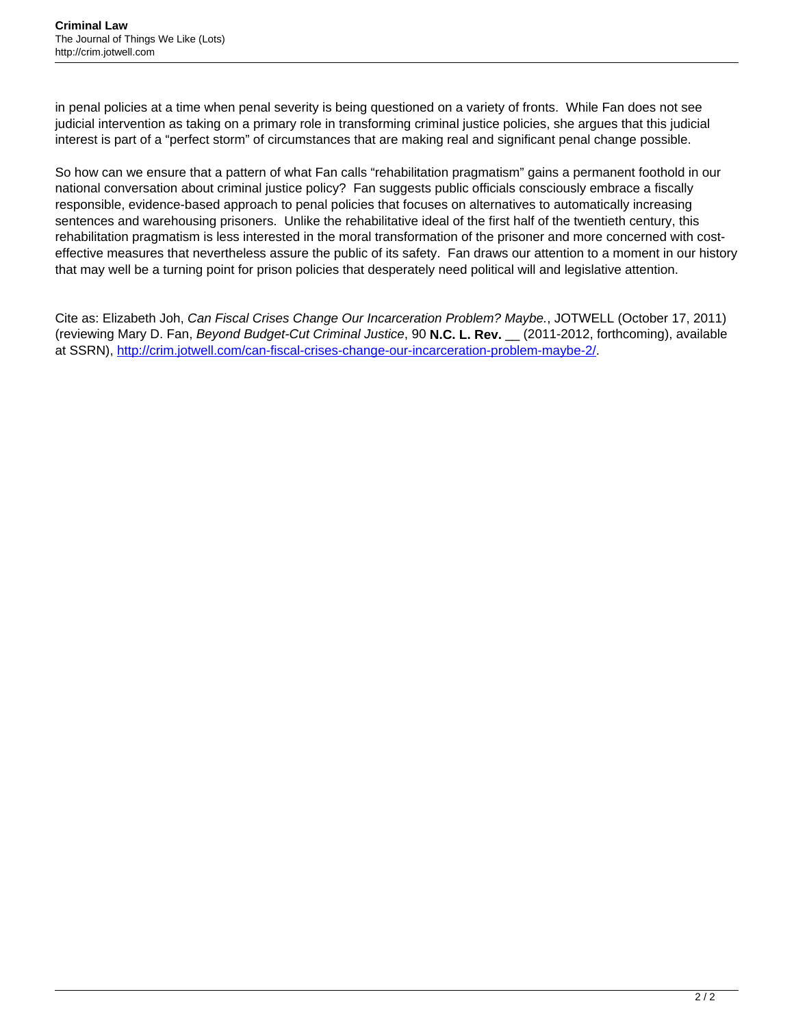in penal policies at a time when penal severity is being questioned on a variety of fronts. While Fan does not see judicial intervention as taking on a primary role in transforming criminal justice policies, she argues that this judicial interest is part of a "perfect storm" of circumstances that are making real and significant penal change possible.

So how can we ensure that a pattern of what Fan calls "rehabilitation pragmatism" gains a permanent foothold in our national conversation about criminal justice policy? Fan suggests public officials consciously embrace a fiscally responsible, evidence-based approach to penal policies that focuses on alternatives to automatically increasing sentences and warehousing prisoners. Unlike the rehabilitative ideal of the first half of the twentieth century, this rehabilitation pragmatism is less interested in the moral transformation of the prisoner and more concerned with cost-effective measures that nevertheless assure the public of its safety. Fan draws our attention to a moment in our history that may well be a turning point for prison policies that desperately need political will and legislative attention.

Cite as: Elizabeth Joh, *Can Fiscal Crises Change Our Incarceration Problem? Maybe.*, JOTWELL (October 17, 2011) (reviewing Mary D. Fan, *Beyond Budget-Cut Criminal Justice*, 90 **N.C. L. Rev.** __ (2011-2012, forthcoming), available at SSRN), [http://crim.jotwell.com/can-fiscal-crises-change-our-incarceration-problem-maybe-2/](http://crim.jotwell.com/can-fiscal-crises-change-our-incarceration-problem-maybe-2/).